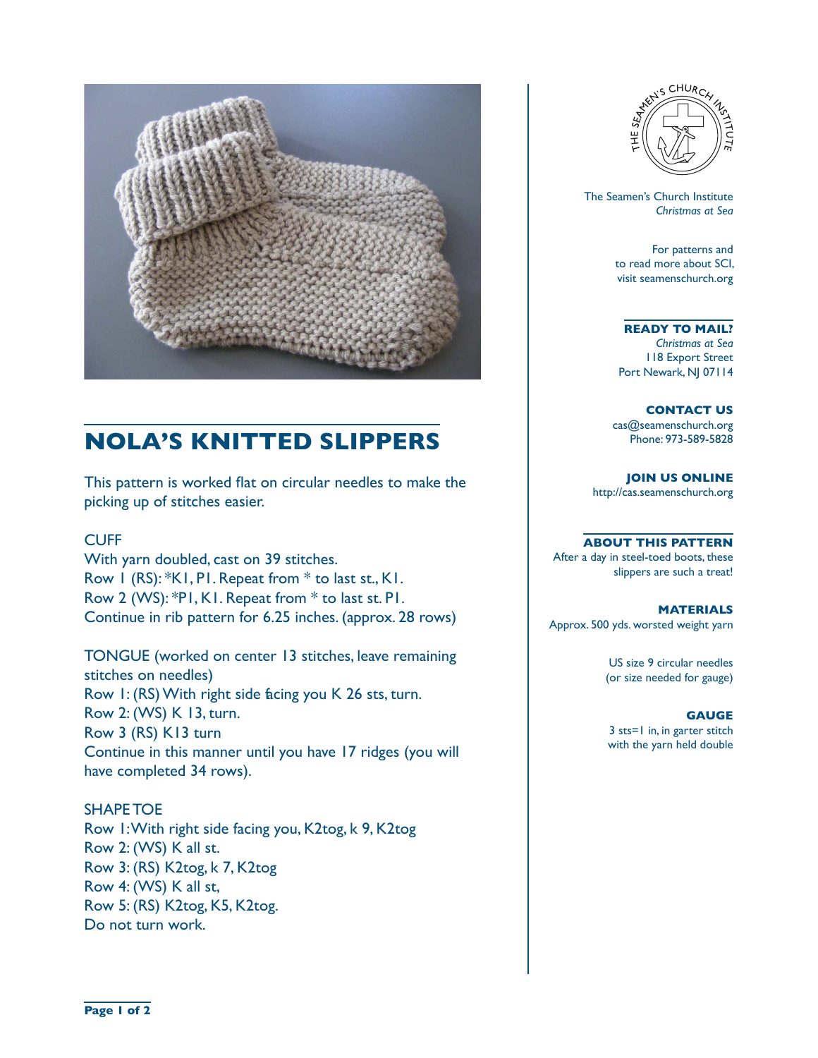# NOLA'S KNITTED SLIPPERS

This pattern is worked flat on circular needles to make the picking up of stitches easier.

CUFF

With yarn doubled, cast on 39 stitches.
Row 1 (RS): *K1, P1. Repeat from * to last st., K1.
Row 2 (WS): *P1, K1. Repeat from * to last st. P1.
Continue in rib pattern for 6.25 inches. (approx. 28 rows)

TONGUE (worked on center 13 stitches, leave remaining stitches on needles)
Row 1: (RS) With right side facing you K 26 sts, turn.
Row 2: (WS) K 13, turn.
Row 3 (RS) K13 turn
Continue in this manner until you have 17 ridges (you will have completed 34 rows).

SHAPE TOE

Row 1: With right side facing you, K2tog, k 9, K2tog
Row 2: (WS) K all st.
Row 3: (RS) K2tog, k 7, K2tog
Row 4: (WS) K all st,
Row 5: (RS) K2tog, K5, K2tog.
Do not turn work.

The Seamen's Church Institute
*Christmas at Sea*

For patterns and to read more about SCI, visit seamenschurch.org

**READY TO MAIL?**
*Christmas at Sea*
118 Export Street
Port Newark, NJ 07114

**CONTACT US**
cas@seamenschurch.org
Phone: 973-589-5828

**JOIN US ONLINE**
http://cas.seamenschurch.org

**ABOUT THIS PATTERN**
After a day in steel-toed boots, these slippers are such a treat!

**MATERIALS**
Approx. 500 yds. worsted weight yarn

US size 9 circular needles (or size needed for gauge)

**GAUGE**
3 sts=1 in, in garter stitch with the yarn held double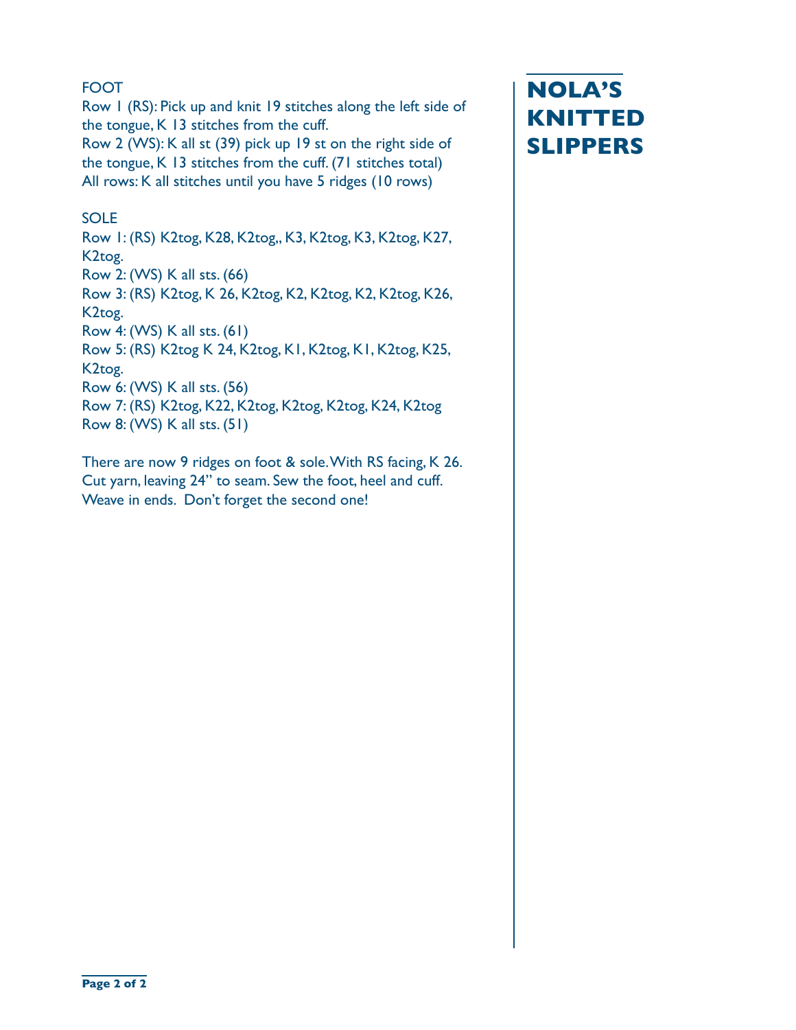# NOLA'S KNITTED SLIPPERS

FOOT

Row 1 (RS): Pick up and knit 19 stitches along the left side of the tongue, K 13 stitches from the cuff.
Row 2 (WS): K all st (39) pick up 19 st on the right side of the tongue, K 13 stitches from the cuff. (71 stitches total)
All rows: K all stitches until you have 5 ridges (10 rows)

SOLE

Row 1: (RS) K2tog, K28, K2tog,, K3, K2tog, K3, K2tog, K27, K2tog.
Row 2: (WS) K all sts. (66)
Row 3: (RS) K2tog, K 26, K2tog, K2, K2tog, K2, K2tog, K26, K2tog.
Row 4: (WS) K all sts. (61)
Row 5: (RS) K2tog K 24, K2tog, K1, K2tog, K1, K2tog, K25, K2tog.
Row 6: (WS) K all sts. (56)
Row 7: (RS) K2tog, K22, K2tog, K2tog, K2tog, K24, K2tog
Row 8: (WS) K all sts. (51)

There are now 9 ridges on foot & sole. With RS facing, K 26. Cut yarn, leaving 24" to seam. Sew the foot, heel and cuff. Weave in ends. Don't forget the second one!